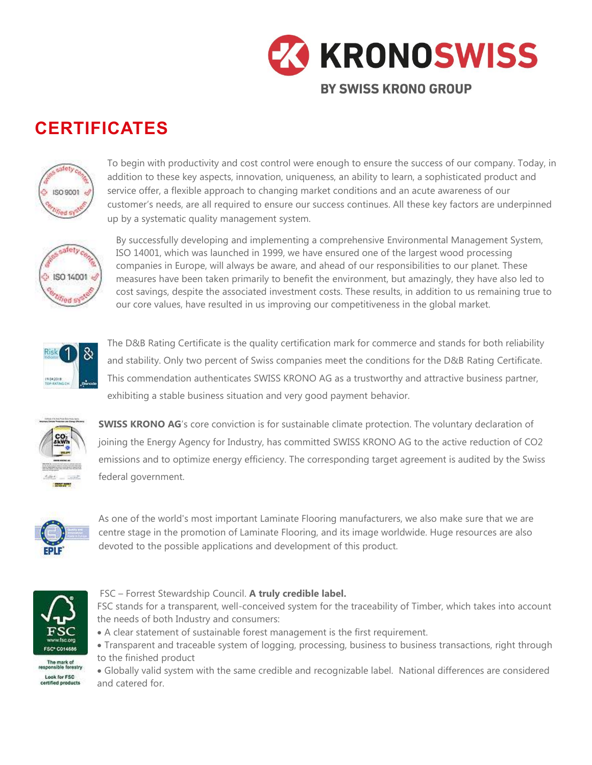# CERTIFICATES

To begin with productivity and cost control were enough to ensure the success of our company. Today, in addition to these key aspects, innovation, uniqueness, an ability to learn, a sophisticated product and service offer, a flexible approach to changing market conditions and an acute awareness of our customer's needs, are all required to ensure our success continues. All these key factors are underpinned up by a systematic quality management system.

By successfully developing and implementing a comprehensive Environmental Management System, ISO 14001, which was launched in 1999, we have ensured one of the largest wood processing companies in Europe, will always be aware, and ahead of our responsibilities to our planet. These measures have been taken primarily to benefit the environment, but amazingly, they have also led to cost savings, despite the associated investment costs. These results, in addition to us remaining true to our core values, have resulted in us improving our competitiveness in the global market.

The D&B Rating Certificate is the quality certification mark for commerce and stands for both reliability and stability. Only two percent of Swiss companies meet the conditions for the D&B Rating Certificate. This commendation authenticates SWISS KRONO AG as a trustworthy and attractive business partner, exhibiting a stable business situation and very good payment behavior.

**SWISS KRONO AG**'s core conviction is for sustainable climate protection. The voluntary declaration of joining the Energy Agency for Industry, has committed SWISS KRONO AG to the active reduction of CO2 emissions and to optimize energy efficiency. The corresponding target agreement is audited by the Swiss federal government.

As one of the world's most important Laminate Flooring manufacturers, we also make sure that we are centre stage in the promotion of Laminate Flooring, and its image worldwide. Huge resources are also devoted to the possible applications and development of this product.

FSC – Forrest Stewardship Council. **A truly credible label.**

FSC stands for a transparent, well-conceived system for the traceability of Timber, which takes into account the needs of both Industry and consumers:

- A clear statement of sustainable forest management is the first requirement.
- Transparent and traceable system of logging, processing, business to business transactions, right through to the finished product
- Globally valid system with the same credible and recognizable label. National differences are considered and catered for.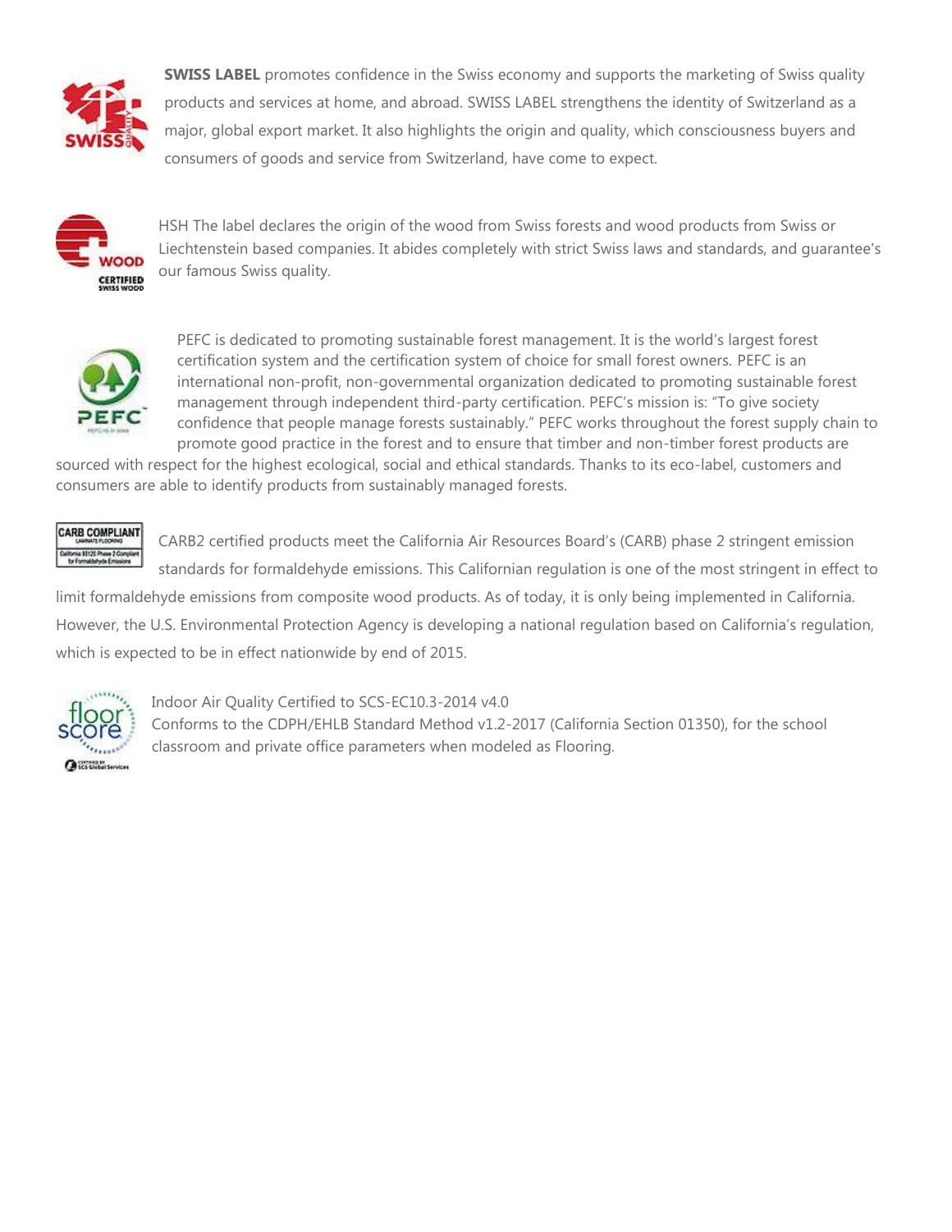**SWISS LABEL** promotes confidence in the Swiss economy and supports the marketing of Swiss quality products and services at home, and abroad. SWISS LABEL strengthens the identity of Switzerland as a major, global export market. It also highlights the origin and quality, which consciousness buyers and consumers of goods and service from Switzerland, have come to expect.

HSH The label declares the origin of the wood from Swiss forests and wood products from Swiss or Liechtenstein based companies. It abides completely with strict Swiss laws and standards, and guarantee's our famous Swiss quality.

PEFC is dedicated to promoting sustainable forest management. It is the world's largest forest certification system and the certification system of choice for small forest owners. PEFC is an international non-profit, non-governmental organization dedicated to promoting sustainable forest management through independent third-party certification. PEFC's mission is: "To give society confidence that people manage forests sustainably." PEFC works throughout the forest supply chain to promote good practice in the forest and to ensure that timber and non-timber forest products are sourced with respect for the highest ecological, social and ethical standards. Thanks to its eco-label, customers and consumers are able to identify products from sustainably managed forests.

CARB2 certified products meet the California Air Resources Board's (CARB) phase 2 stringent emission standards for formaldehyde emissions. This Californian regulation is one of the most stringent in effect to limit formaldehyde emissions from composite wood products. As of today, it is only being implemented in California. However, the U.S. Environmental Protection Agency is developing a national regulation based on California's regulation, which is expected to be in effect nationwide by end of 2015.

Indoor Air Quality Certified to SCS-EC10.3-2014 v4.0
Conforms to the CDPH/EHLB Standard Method v1.2-2017 (California Section 01350), for the school classroom and private office parameters when modeled as Flooring.